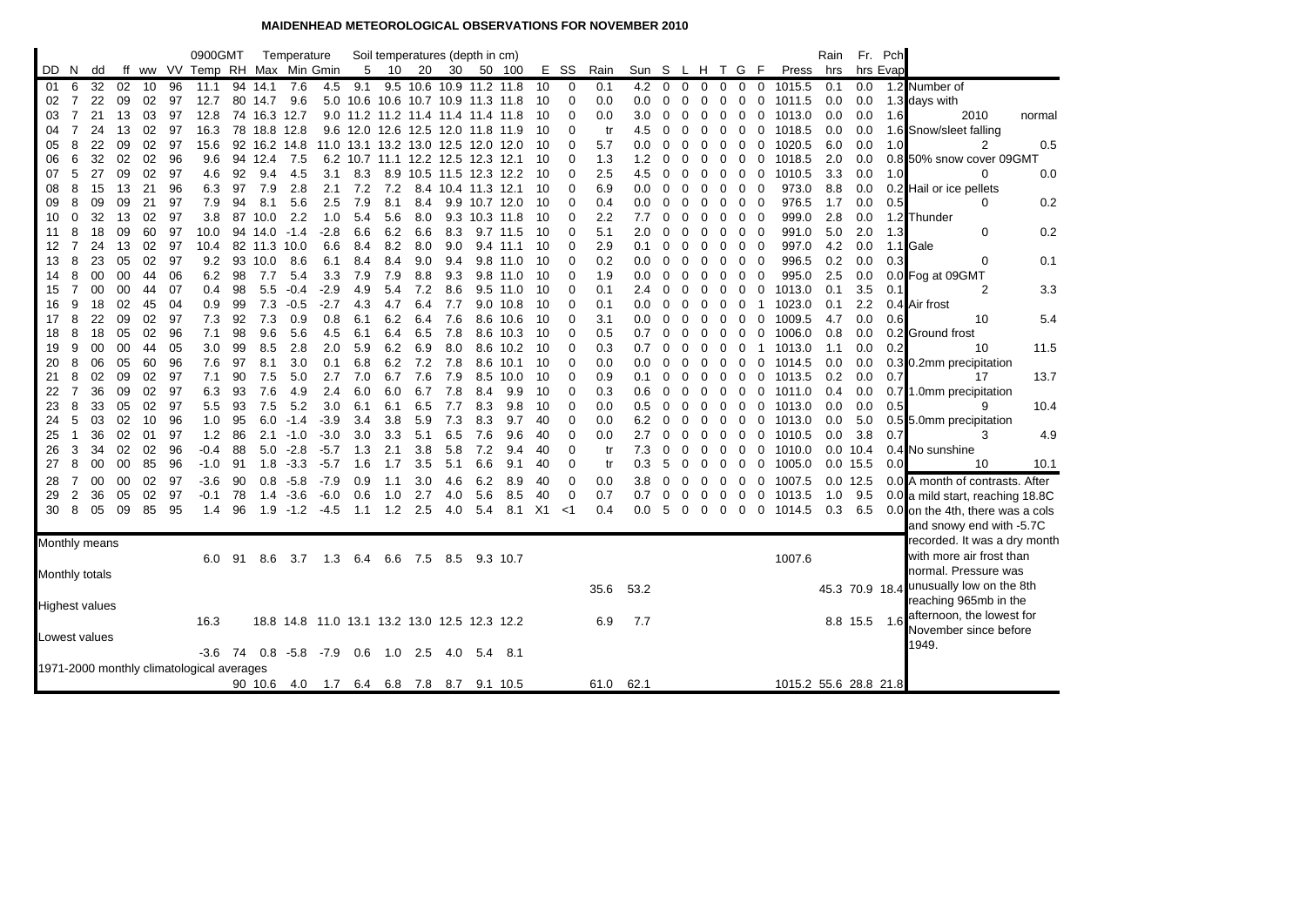# MAIDENHEAD METEOROLOGICAL OBSERVATIONS FOR NOVEMBER 2010

| DD | N | dd | ff | ww | VV | 0900GMT Temp | RH | Temperature Max | Min | Gmin | Soil 5 | 10 | 20 | 30 | 50 | 100 | E | SS | Rain | Sun | S | L | H | T | G | F | Press | Rain hrs | Fr. hrs | Pch Evap |
|---|---|---|---|---|---|---|---|---|---|---|---|---|---|---|---|---|---|---|---|---|---|---|---|---|---|---|---|---|---|---|
| 01 | 6 | 32 | 02 | 10 | 96 | 11.1 | 94 | 14.1 | 7.6 | 4.5 | 9.1 | 9.5 | 10.6 | 10.9 | 11.2 | 11.8 | 10 | 0 | 0.1 | 4.2 | 0 | 0 | 0 | 0 | 0 | 0 | 1015.5 | 0.1 | 0.0 | 1.2 |
| 02 | 7 | 22 | 09 | 02 | 97 | 12.7 | 80 | 14.7 | 9.6 | 5.0 | 10.6 | 10.6 | 10.7 | 10.9 | 11.3 | 11.8 | 10 | 0 | 0.0 | 0.0 | 0 | 0 | 0 | 0 | 0 | 0 | 1011.5 | 0.0 | 0.0 | 1.3 |
| 03 | 7 | 21 | 13 | 03 | 97 | 12.8 | 74 | 16.3 | 12.7 | 9.0 | 11.2 | 11.2 | 11.4 | 11.4 | 11.4 | 11.8 | 10 | 0 | 0.0 | 3.0 | 0 | 0 | 0 | 0 | 0 | 0 | 1013.0 | 0.0 | 0.0 | 1.6 |
| 04 | 7 | 24 | 13 | 02 | 97 | 16.3 | 78 | 18.8 | 12.8 | 9.6 | 12.0 | 12.6 | 12.5 | 12.0 | 11.8 | 11.9 | 10 | 0 | tr | 4.5 | 0 | 0 | 0 | 0 | 0 | 0 | 1018.5 | 0.0 | 0.0 | 1.6 |
| 05 | 8 | 22 | 09 | 02 | 97 | 15.6 | 92 | 16.2 | 14.8 | 11.0 | 13.1 | 13.2 | 13.0 | 12.5 | 12.0 | 12.0 | 10 | 0 | 5.7 | 0.0 | 0 | 0 | 0 | 0 | 0 | 0 | 1020.5 | 6.0 | 0.0 | 1.0 |
| 06 | 6 | 32 | 02 | 02 | 96 | 9.6 | 94 | 12.4 | 7.5 | 6.2 | 10.7 | 11.1 | 12.2 | 12.5 | 12.3 | 12.1 | 10 | 0 | 1.3 | 1.2 | 0 | 0 | 0 | 0 | 0 | 0 | 1018.5 | 2.0 | 0.0 | 0.8 |
| 07 | 5 | 27 | 09 | 02 | 97 | 4.6 | 92 | 9.4 | 4.5 | 3.1 | 8.3 | 8.9 | 10.5 | 11.5 | 12.3 | 12.2 | 10 | 0 | 2.5 | 4.5 | 0 | 0 | 0 | 0 | 0 | 0 | 1010.5 | 3.3 | 0.0 | 1.0 |
| 08 | 8 | 15 | 13 | 21 | 96 | 6.3 | 97 | 7.9 | 2.8 | 2.1 | 7.2 | 7.2 | 8.4 | 10.4 | 11.3 | 12.1 | 10 | 0 | 6.9 | 0.0 | 0 | 0 | 0 | 0 | 0 | 0 | 973.0 | 8.8 | 0.0 | 0.2 |
| 09 | 8 | 09 | 09 | 21 | 97 | 7.9 | 94 | 8.1 | 5.6 | 2.5 | 7.9 | 8.1 | 8.4 | 9.9 | 10.7 | 12.0 | 10 | 0 | 0.4 | 0.0 | 0 | 0 | 0 | 0 | 0 | 0 | 976.5 | 1.7 | 0.0 | 0.5 |
| 10 | 0 | 32 | 13 | 02 | 97 | 3.8 | 87 | 10.0 | 2.2 | 1.0 | 5.4 | 5.6 | 8.0 | 9.3 | 10.3 | 11.8 | 10 | 0 | 2.2 | 7.7 | 0 | 0 | 0 | 0 | 0 | 0 | 999.0 | 2.8 | 0.0 | 1.2 |
| 11 | 8 | 18 | 09 | 60 | 97 | 10.0 | 94 | 14.0 | -1.4 | -2.8 | 6.6 | 6.2 | 6.6 | 8.3 | 9.7 | 11.5 | 10 | 0 | 5.1 | 2.0 | 0 | 0 | 0 | 0 | 0 | 0 | 991.0 | 5.0 | 2.0 | 1.3 |
| 12 | 7 | 24 | 13 | 02 | 97 | 10.4 | 82 | 11.3 | 10.0 | 6.6 | 8.4 | 8.2 | 8.0 | 9.0 | 9.4 | 11.1 | 10 | 0 | 2.9 | 0.1 | 0 | 0 | 0 | 0 | 0 | 0 | 997.0 | 4.2 | 0.0 | 1.1 |
| 13 | 8 | 23 | 05 | 02 | 97 | 9.2 | 93 | 10.0 | 8.6 | 6.1 | 8.4 | 8.4 | 9.0 | 9.4 | 9.8 | 11.0 | 10 | 0 | 0.2 | 0.0 | 0 | 0 | 0 | 0 | 0 | 0 | 996.5 | 0.2 | 0.0 | 0.3 |
| 14 | 8 | 00 | 00 | 44 | 06 | 6.2 | 98 | 7.7 | 5.4 | 3.3 | 7.9 | 7.9 | 8.8 | 9.3 | 9.8 | 11.0 | 10 | 0 | 1.9 | 0.0 | 0 | 0 | 0 | 0 | 0 | 0 | 995.0 | 2.5 | 0.0 | 0.0 |
| 15 | 7 | 00 | 00 | 44 | 07 | 0.4 | 98 | 5.5 | -0.4 | -2.9 | 4.9 | 5.4 | 7.2 | 8.6 | 9.5 | 11.0 | 10 | 0 | 0.1 | 2.4 | 0 | 0 | 0 | 0 | 0 | 0 | 1013.0 | 0.1 | 3.5 | 0.1 |
| 16 | 9 | 18 | 02 | 45 | 04 | 0.9 | 99 | 7.3 | -0.5 | -2.7 | 4.3 | 4.7 | 6.4 | 7.7 | 9.0 | 10.8 | 10 | 0 | 0.1 | 0.0 | 0 | 0 | 0 | 0 | 0 | 1 | 1023.0 | 0.1 | 2.2 | 0.4 |
| 17 | 8 | 22 | 09 | 02 | 97 | 7.3 | 92 | 7.3 | 0.9 | 0.8 | 6.1 | 6.2 | 6.4 | 7.6 | 8.6 | 10.6 | 10 | 0 | 3.1 | 0.0 | 0 | 0 | 0 | 0 | 0 | 0 | 1009.5 | 4.7 | 0.0 | 0.6 |
| 18 | 8 | 18 | 05 | 02 | 96 | 7.1 | 98 | 9.6 | 5.6 | 4.5 | 6.1 | 6.4 | 6.5 | 7.8 | 8.6 | 10.3 | 10 | 0 | 0.5 | 0.7 | 0 | 0 | 0 | 0 | 0 | 0 | 1006.0 | 0.8 | 0.0 | 0.2 |
| 19 | 9 | 00 | 00 | 44 | 05 | 3.0 | 99 | 8.5 | 2.8 | 2.0 | 5.9 | 6.2 | 6.9 | 8.0 | 8.6 | 10.2 | 10 | 0 | 0.3 | 0.7 | 0 | 0 | 0 | 0 | 0 | 1 | 1013.0 | 1.1 | 0.0 | 0.2 |
| 20 | 8 | 06 | 05 | 60 | 96 | 7.6 | 97 | 8.1 | 3.0 | 0.1 | 6.8 | 6.2 | 7.2 | 7.8 | 8.6 | 10.1 | 10 | 0 | 0.0 | 0.0 | 0 | 0 | 0 | 0 | 0 | 0 | 1014.5 | 0.0 | 0.0 | 0.3 |
| 21 | 8 | 02 | 09 | 02 | 97 | 7.1 | 90 | 7.5 | 5.0 | 2.7 | 7.0 | 6.7 | 7.6 | 7.9 | 8.5 | 10.0 | 10 | 0 | 0.9 | 0.1 | 0 | 0 | 0 | 0 | 0 | 0 | 1013.5 | 0.2 | 0.0 | 0.7 |
| 22 | 7 | 36 | 09 | 02 | 97 | 6.3 | 93 | 7.6 | 4.9 | 2.4 | 6.0 | 6.0 | 6.7 | 7.8 | 8.4 | 9.9 | 10 | 0 | 0.3 | 0.6 | 0 | 0 | 0 | 0 | 0 | 0 | 1011.0 | 0.4 | 0.0 | 0.7 |
| 23 | 8 | 33 | 05 | 02 | 97 | 5.5 | 93 | 7.5 | 5.2 | 3.0 | 6.1 | 6.1 | 6.5 | 7.7 | 8.3 | 9.8 | 10 | 0 | 0.0 | 0.5 | 0 | 0 | 0 | 0 | 0 | 0 | 1013.0 | 0.0 | 0.0 | 0.5 |
| 24 | 5 | 03 | 02 | 10 | 96 | 1.0 | 95 | 6.0 | -1.4 | -3.9 | 3.4 | 3.8 | 5.9 | 7.3 | 8.3 | 9.7 | 40 | 0 | 0.0 | 6.2 | 0 | 0 | 0 | 0 | 0 | 0 | 1013.0 | 0.0 | 5.0 | 0.5 |
| 25 | 1 | 36 | 02 | 01 | 97 | 1.2 | 86 | 2.1 | -1.0 | -3.0 | 3.0 | 3.3 | 5.1 | 6.5 | 7.6 | 9.6 | 40 | 0 | 0.0 | 2.7 | 0 | 0 | 0 | 0 | 0 | 0 | 1010.5 | 0.0 | 3.8 | 0.7 |
| 26 | 3 | 34 | 02 | 02 | 96 | -0.4 | 88 | 5.0 | -2.8 | -5.7 | 1.3 | 2.1 | 3.8 | 5.8 | 7.2 | 9.4 | 40 | 0 | tr | 7.3 | 0 | 0 | 0 | 0 | 0 | 0 | 1010.0 | 0.0 | 10.4 | 0.4 |
| 27 | 8 | 00 | 00 | 85 | 96 | -1.0 | 91 | 1.8 | -3.3 | -5.7 | 1.6 | 1.7 | 3.5 | 5.1 | 6.6 | 9.1 | 40 | 0 | tr | 0.3 | 5 | 0 | 0 | 0 | 0 | 0 | 1005.0 | 0.0 | 15.5 | 0.0 |
| 28 | 7 | 00 | 00 | 02 | 97 | -3.6 | 90 | 0.8 | -5.8 | -7.9 | 0.9 | 1.1 | 3.0 | 4.6 | 6.2 | 8.9 | 40 | 0 | 0.0 | 3.8 | 0 | 0 | 0 | 0 | 0 | 0 | 1007.5 | 0.0 | 12.5 | 0.0 |
| 29 | 2 | 36 | 05 | 02 | 97 | -0.1 | 78 | 1.4 | -3.6 | -6.0 | 0.6 | 1.0 | 2.7 | 4.0 | 5.6 | 8.5 | 40 | 0 | 0.7 | 0.7 | 0 | 0 | 0 | 0 | 0 | 0 | 1013.5 | 1.0 | 9.5 | 0.0 |
| 30 | 8 | 05 | 09 | 85 | 95 | 1.4 | 96 | 1.9 | -1.2 | -4.5 | 1.1 | 1.2 | 2.5 | 4.0 | 5.4 | 8.1 | X1 | <1 | 0.4 | 0.0 | 5 | 0 | 0 | 0 | 0 | 0 | 1014.5 | 0.3 | 6.5 | 0.0 |
| Monthly means | | | | | | 6.0 | 91 | 8.6 | 3.7 | 1.3 | 6.4 | 6.6 | 7.5 | 8.5 | 9.3 | 10.7 | | | | | | | | | | | 1007.6 | | | |
| Monthly totals | | | | | | | | | | | | | | | | | | | 35.6 | 53.2 | | | | | | | | 45.3 | 70.9 | 18.4 |
| Highest values | | | | | | 16.3 | | 18.8 | 14.8 | 11.0 | 13.1 | 13.2 | 13.0 | 12.5 | 12.3 | 12.2 | | | 6.9 | 7.7 | | | | | | | | 8.8 | 15.5 | 1.6 |
| Lowest values | | | | | | -3.6 | 74 | 0.8 | -5.8 | -7.9 | 0.6 | 1.0 | 2.5 | 4.0 | 5.4 | 8.1 | | | | | | | | | | | | | | |
| 1971-2000 monthly climatological averages | | | | | | | 90 | 10.6 | 4.0 | 1.7 | 6.4 | 6.8 | 7.8 | 8.7 | 9.1 | 10.5 | | | 61.0 | 62.1 | | | | | | | 1015.2 | 55.6 | 28.8 | 21.8 |

| Number of days with | 2010 | normal |
|---|---|---|
| Snow/sleet falling | 2 | 0.5 |
| 50% snow cover 09GMT | 0 | 0.0 |
| Hail or ice pellets | 0 | 0.2 |
| Thunder | 0 | 0.2 |
| Gale | 0 | 0.1 |
| Fog at 09GMT | 2 | 3.3 |
| Air frost | 10 | 5.4 |
| Ground frost | 10 | 11.5 |
| 0.2mm precipitation | 17 | 13.7 |
| 1.0mm precipitation | 9 | 10.4 |
| 5.0mm precipitation | 3 | 4.9 |
| No sunshine | 10 | 10.1 |

A month of contrasts. After a mild start, reaching 18.8C on the 4th, there was a cols and snowy end with -5.7C recorded. It was a dry month with more air frost than normal. Pressure was unusually low on the 8th reaching 965mb in the afternoon, the lowest for November since before 1949.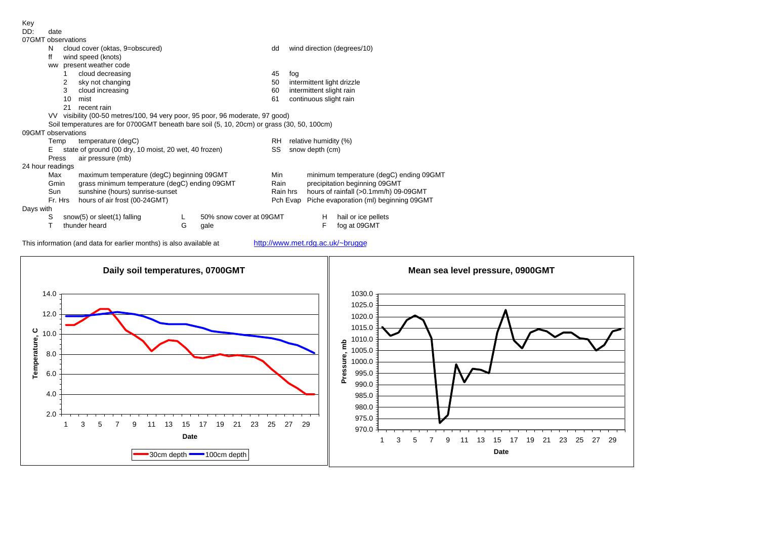Key

DD: date

07GMT observations

| | | | |
|---|---|---|---|
| N | cloud cover (oktas, 9=obscured) | dd | wind direction (degrees/10) |
| ff | wind speed (knots) | | |
| ww | present weather code | | |
| 1 | cloud decreasing | 45 | fog |
| 2 | sky not changing | 50 | intermittent light drizzle |
| 3 | cloud increasing | 60 | intermittent slight rain |
| 10 | mist | 61 | continuous slight rain |
| 21 | recent rain | | |

VV visibility (00-50 metres/100, 94 very poor, 95 poor, 96 moderate, 97 good)

Soil temperatures are for 0700GMT beneath bare soil (5, 10, 20cm) or grass (30, 50, 100cm)

09GMT observations

| | | | |
|---|---|---|---|
| Temp | temperature (degC) | RH | relative humidity (%) |
| E | state of ground (00 dry, 10 moist, 20 wet, 40 frozen) | SS | snow depth (cm) |
| Press | air pressure (mb) | | |

24 hour readings

| | | | |
|---|---|---|---|
| Max | maximum temperature (degC) beginning 09GMT | Min | minimum temperature (degC) ending 09GMT |
| Gmin | grass minimum temperature (degC) ending 09GMT | Rain | precipitation beginning 09GMT |
| Sun | sunshine (hours) sunrise-sunset | Rain hrs | hours of rainfall (>0.1mm/h) 09-09GMT |
| Fr. Hrs | hours of air frost (00-24GMT) | Pch Evap | Piche evaporation (ml) beginning 09GMT |

Days with

| | | | | | |
|---|---|---|---|---|---|
| S | snow(5) or sleet(1) falling | L | 50% snow cover at 09GMT | H | hail or ice pellets |
| T | thunder heard | G | gale | F | fog at 09GMT |

This information (and data for earlier months) is also available at http://www.met.rdg.ac.uk/~brugge

**Daily soil temperatures, 0700GMT**

**Mean sea level pressure, 0900GMT**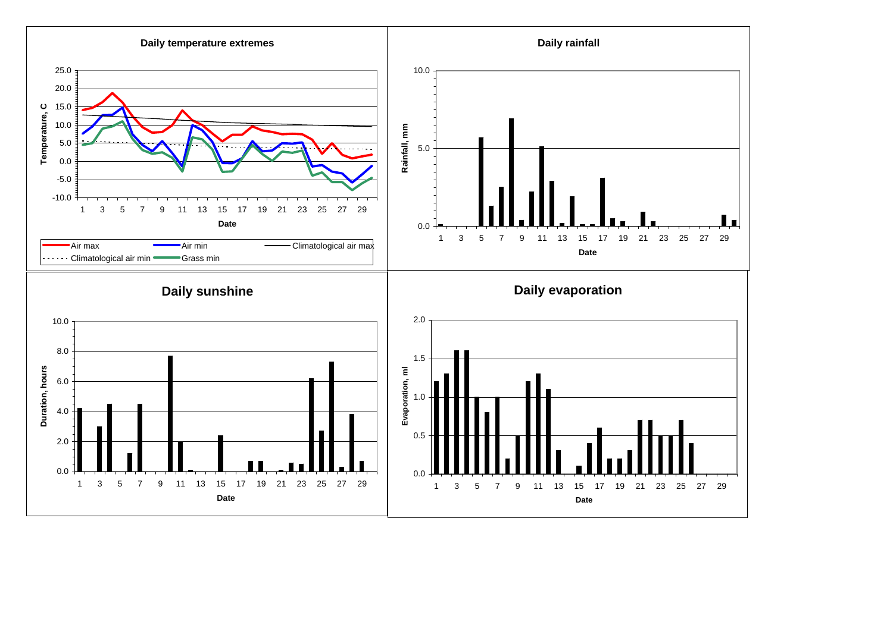**Daily temperature extremes**

25.0
20.0
15.0
10.0
5.0
0.0
-5.0
-10.0

Temperature, C

1 3 5 7 9 11 13 15 17 19 21 23 25 27 29

Date

Air max
Air min
Climatological air max
Climatological air min
Grass min

**Daily rainfall**

10.0
5.0
0.0

Rainfall, mm

1 3 5 7 9 11 13 15 17 19 21 23 25 27 29

Date

**Daily sunshine**

10.0
8.0
6.0
4.0
2.0
0.0

Duration, hours

1 3 5 7 9 11 13 15 17 19 21 23 25 27 29

Date

**Daily evaporation**

2.0
1.5
1.0
0.5
0.0

Evaporation, ml

1 3 5 7 9 11 13 15 17 19 21 23 25 27 29

Date